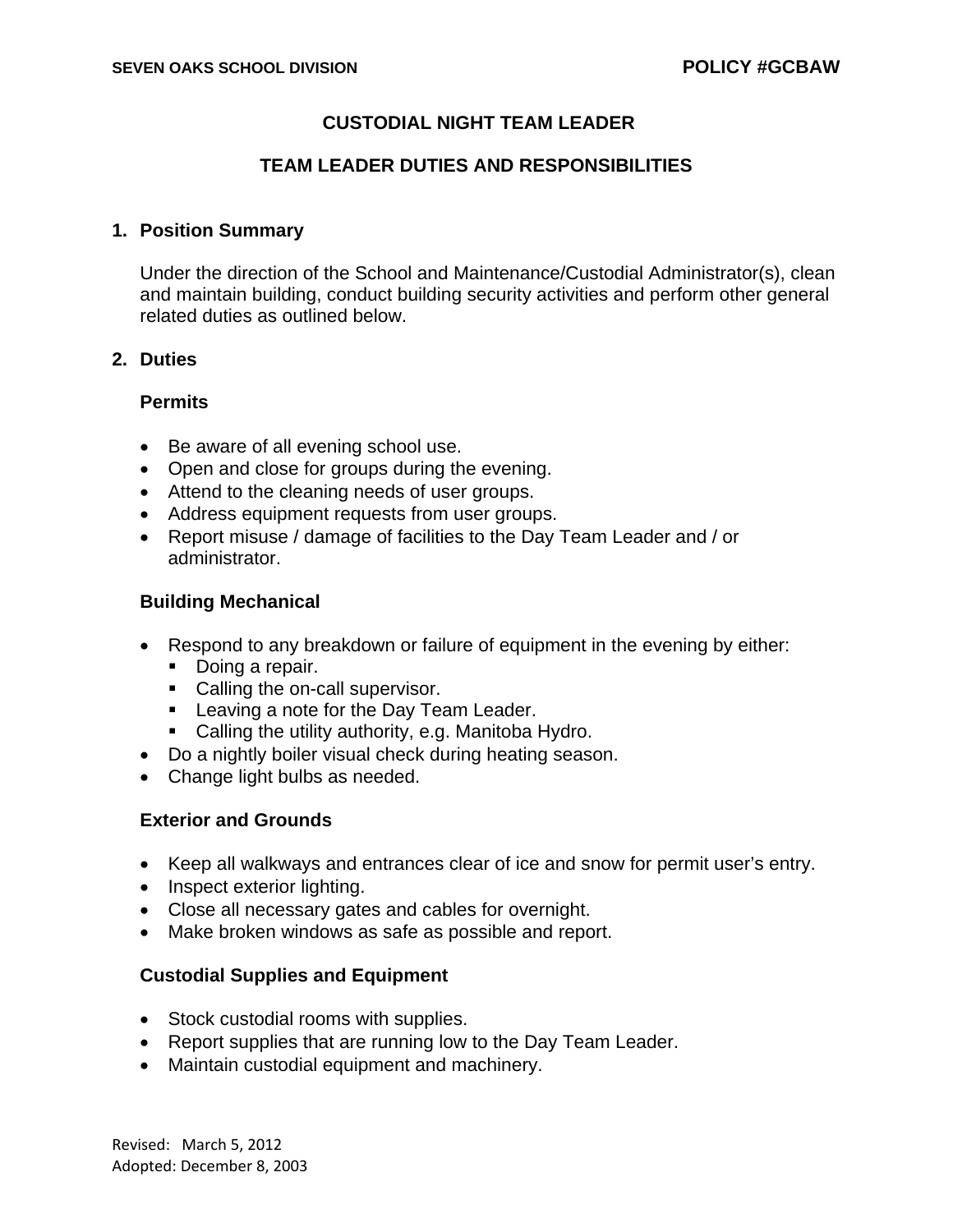SEVEN OAKS SCHOOL DIVISION **POLICY #GCBAW**

# CUSTODIAL NIGHT TEAM LEADER

## TEAM LEADER DUTIES AND RESPONSIBILITIES

### 1. Position Summary

Under the direction of the School and Maintenance/Custodial Administrator(s), clean and maintain building, conduct building security activities and perform other general related duties as outlined below.

### 2. Duties

**Permits**

- Be aware of all evening school use.
- Open and close for groups during the evening.
- Attend to the cleaning needs of user groups.
- Address equipment requests from user groups.
- Report misuse / damage of facilities to the Day Team Leader and / or administrator.

**Building Mechanical**

- Respond to any breakdown or failure of equipment in the evening by either:
  - Doing a repair.
  - Calling the on-call supervisor.
  - Leaving a note for the Day Team Leader.
  - Calling the utility authority, e.g. Manitoba Hydro.
- Do a nightly boiler visual check during heating season.
- Change light bulbs as needed.

**Exterior and Grounds**

- Keep all walkways and entrances clear of ice and snow for permit user's entry.
- Inspect exterior lighting.
- Close all necessary gates and cables for overnight.
- Make broken windows as safe as possible and report.

**Custodial Supplies and Equipment**

- Stock custodial rooms with supplies.
- Report supplies that are running low to the Day Team Leader.
- Maintain custodial equipment and machinery.

Revised: March 5, 2012
Adopted: December 8, 2003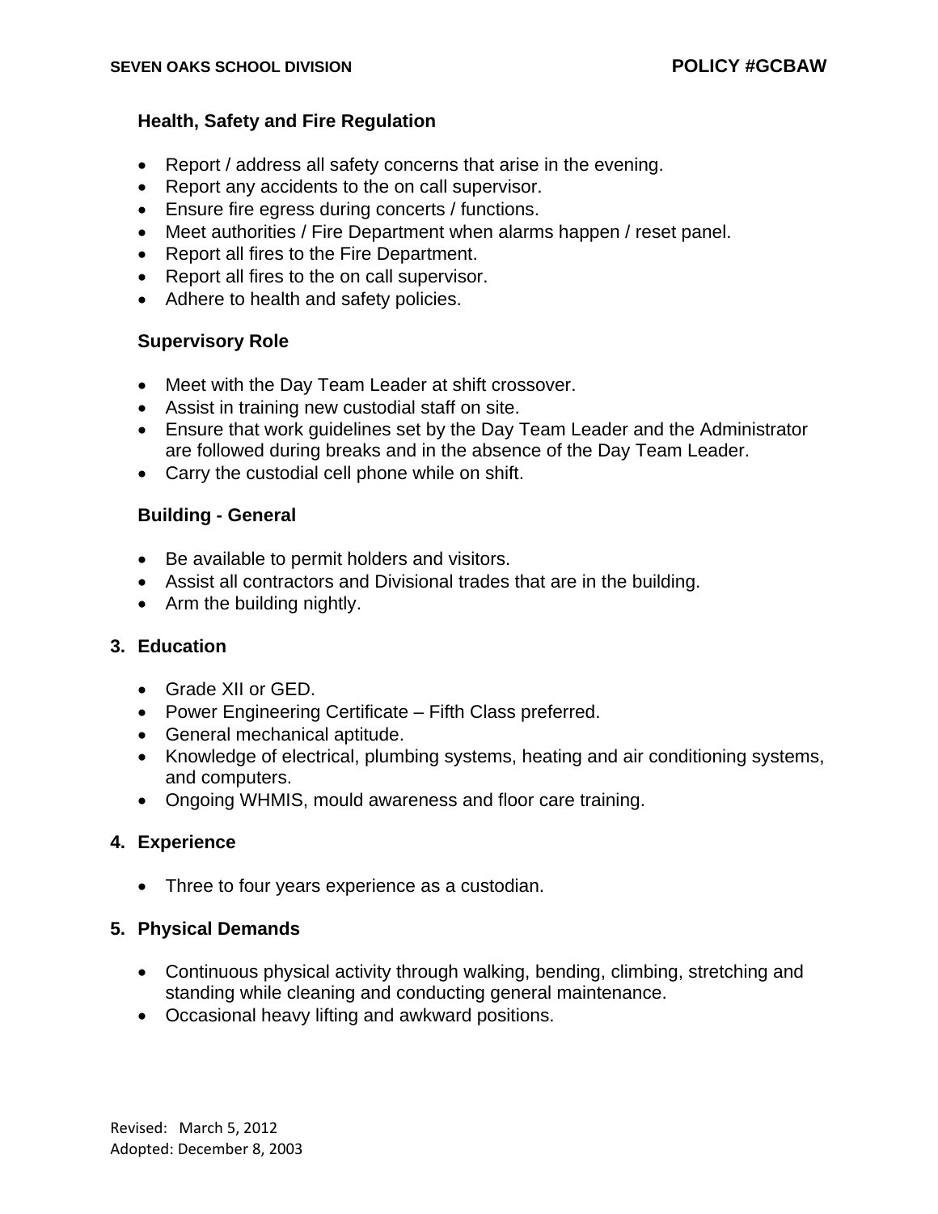### Health, Safety and Fire Regulation

- Report / address all safety concerns that arise in the evening.
- Report any accidents to the on call supervisor.
- Ensure fire egress during concerts / functions.
- Meet authorities / Fire Department when alarms happen / reset panel.
- Report all fires to the Fire Department.
- Report all fires to the on call supervisor.
- Adhere to health and safety policies.

### Supervisory Role

- Meet with the Day Team Leader at shift crossover.
- Assist in training new custodial staff on site.
- Ensure that work guidelines set by the Day Team Leader and the Administrator are followed during breaks and in the absence of the Day Team Leader.
- Carry the custodial cell phone while on shift.

### Building - General

- Be available to permit holders and visitors.
- Assist all contractors and Divisional trades that are in the building.
- Arm the building nightly.

## 3. Education

- Grade XII or GED.
- Power Engineering Certificate – Fifth Class preferred.
- General mechanical aptitude.
- Knowledge of electrical, plumbing systems, heating and air conditioning systems, and computers.
- Ongoing WHMIS, mould awareness and floor care training.

## 4. Experience

- Three to four years experience as a custodian.

## 5. Physical Demands

- Continuous physical activity through walking, bending, climbing, stretching and standing while cleaning and conducting general maintenance.
- Occasional heavy lifting and awkward positions.

Revised: March 5, 2012
Adopted: December 8, 2003